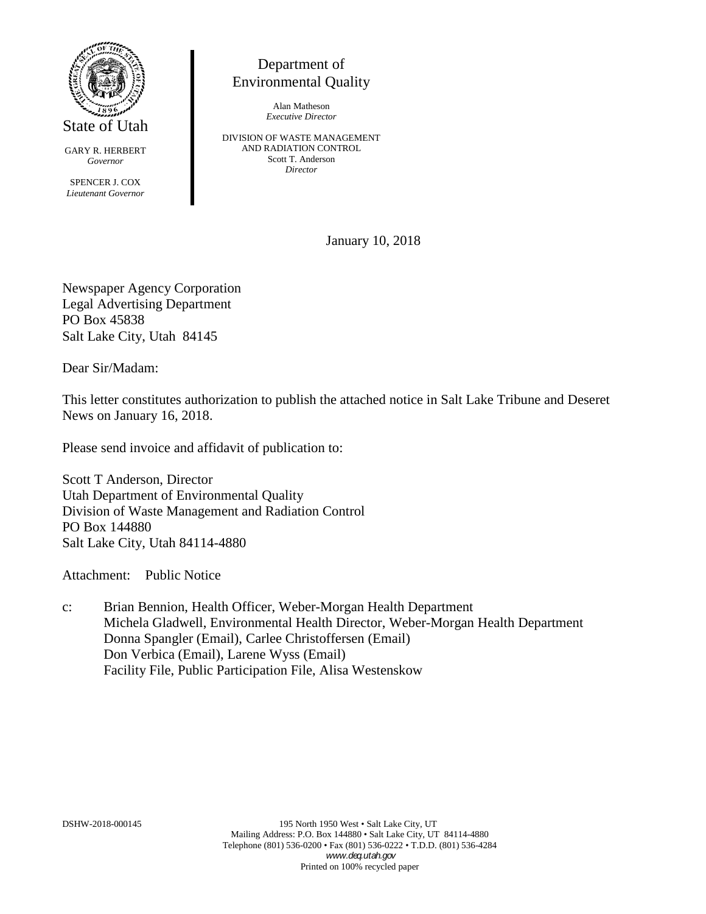State of Utah

GARY R. HERBERT
*Governor*

SPENCER J. COX
*Lieutenant Governor*

Department of
Environmental Quality

Alan Matheson
*Executive Director*

DIVISION OF WASTE MANAGEMENT
AND RADIATION CONTROL
Scott T. Anderson
*Director*

January 10, 2018

Newspaper Agency Corporation
Legal Advertising Department
PO Box 45838
Salt Lake City, Utah 84145

Dear Sir/Madam:

This letter constitutes authorization to publish the attached notice in Salt Lake Tribune and Deseret News on January 16, 2018.

Please send invoice and affidavit of publication to:

Scott T Anderson, Director
Utah Department of Environmental Quality
Division of Waste Management and Radiation Control
PO Box 144880
Salt Lake City, Utah 84114-4880

Attachment: Public Notice

c: Brian Bennion, Health Officer, Weber-Morgan Health Department
Michela Gladwell, Environmental Health Director, Weber-Morgan Health Department
Donna Spangler (Email), Carlee Christoffersen (Email)
Don Verbica (Email), Larene Wyss (Email)
Facility File, Public Participation File, Alisa Westenskow

DSHW-2018-000145

195 North 1950 West • Salt Lake City, UT
Mailing Address: P.O. Box 144880 • Salt Lake City, UT 84114-4880
Telephone (801) 536-0200 • Fax (801) 536-0222 • T.D.D. (801) 536-4284
*www.deq.utah.gov*
Printed on 100% recycled paper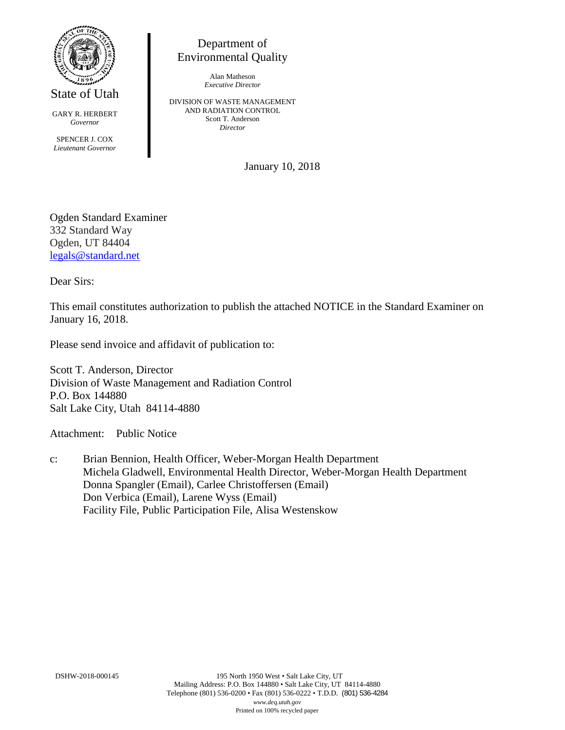State of Utah

GARY R. HERBERT
*Governor*

SPENCER J. COX
*Lieutenant Governor*

Department of
Environmental Quality

Alan Matheson
*Executive Director*

DIVISION OF WASTE MANAGEMENT
AND RADIATION CONTROL
Scott T. Anderson
*Director*

January 10, 2018

Ogden Standard Examiner
332 Standard Way
Ogden, UT 84404
legals@standard.net

Dear Sirs:

This email constitutes authorization to publish the attached NOTICE in the Standard Examiner on January 16, 2018.

Please send invoice and affidavit of publication to:

Scott T. Anderson, Director
Division of Waste Management and Radiation Control
P.O. Box 144880
Salt Lake City, Utah 84114-4880

Attachment: Public Notice

c: Brian Bennion, Health Officer, Weber-Morgan Health Department
Michela Gladwell, Environmental Health Director, Weber-Morgan Health Department
Donna Spangler (Email), Carlee Christoffersen (Email)
Don Verbica (Email), Larene Wyss (Email)
Facility File, Public Participation File, Alisa Westenskow

DSHW-2018-000145

195 North 1950 West • Salt Lake City, UT
Mailing Address: P.O. Box 144880 • Salt Lake City, UT 84114-4880
Telephone (801) 536-0200 • Fax (801) 536-0222 • T.D.D. (801) 536-4284
*www.deq.utah.gov*
Printed on 100% recycled paper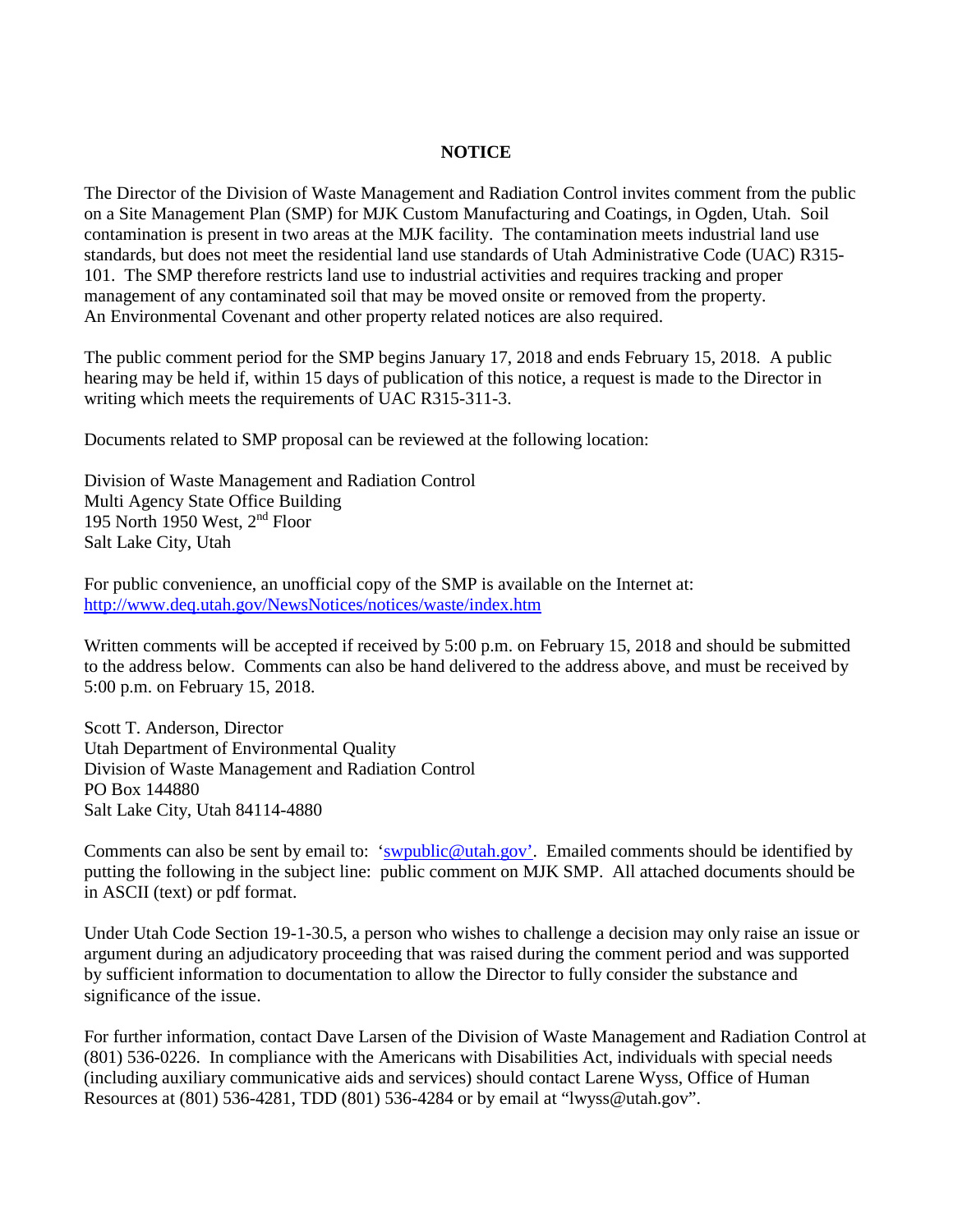**NOTICE**

The Director of the Division of Waste Management and Radiation Control invites comment from the public on a Site Management Plan (SMP) for MJK Custom Manufacturing and Coatings, in Ogden, Utah. Soil contamination is present in two areas at the MJK facility. The contamination meets industrial land use standards, but does not meet the residential land use standards of Utah Administrative Code (UAC) R315-101. The SMP therefore restricts land use to industrial activities and requires tracking and proper management of any contaminated soil that may be moved onsite or removed from the property. An Environmental Covenant and other property related notices are also required.

The public comment period for the SMP begins January 17, 2018 and ends February 15, 2018. A public hearing may be held if, within 15 days of publication of this notice, a request is made to the Director in writing which meets the requirements of UAC R315-311-3.

Documents related to SMP proposal can be reviewed at the following location:

Division of Waste Management and Radiation Control
Multi Agency State Office Building
195 North 1950 West, 2nd Floor
Salt Lake City, Utah

For public convenience, an unofficial copy of the SMP is available on the Internet at:
http://www.deq.utah.gov/NewsNotices/notices/waste/index.htm

Written comments will be accepted if received by 5:00 p.m. on February 15, 2018 and should be submitted to the address below. Comments can also be hand delivered to the address above, and must be received by 5:00 p.m. on February 15, 2018.

Scott T. Anderson, Director
Utah Department of Environmental Quality
Division of Waste Management and Radiation Control
PO Box 144880
Salt Lake City, Utah 84114-4880

Comments can also be sent by email to: 'swpublic@utah.gov'. Emailed comments should be identified by putting the following in the subject line: public comment on MJK SMP. All attached documents should be in ASCII (text) or pdf format.

Under Utah Code Section 19-1-30.5, a person who wishes to challenge a decision may only raise an issue or argument during an adjudicatory proceeding that was raised during the comment period and was supported by sufficient information to documentation to allow the Director to fully consider the substance and significance of the issue.

For further information, contact Dave Larsen of the Division of Waste Management and Radiation Control at (801) 536-0226. In compliance with the Americans with Disabilities Act, individuals with special needs (including auxiliary communicative aids and services) should contact Larene Wyss, Office of Human Resources at (801) 536-4281, TDD (801) 536-4284 or by email at "lwyss@utah.gov".